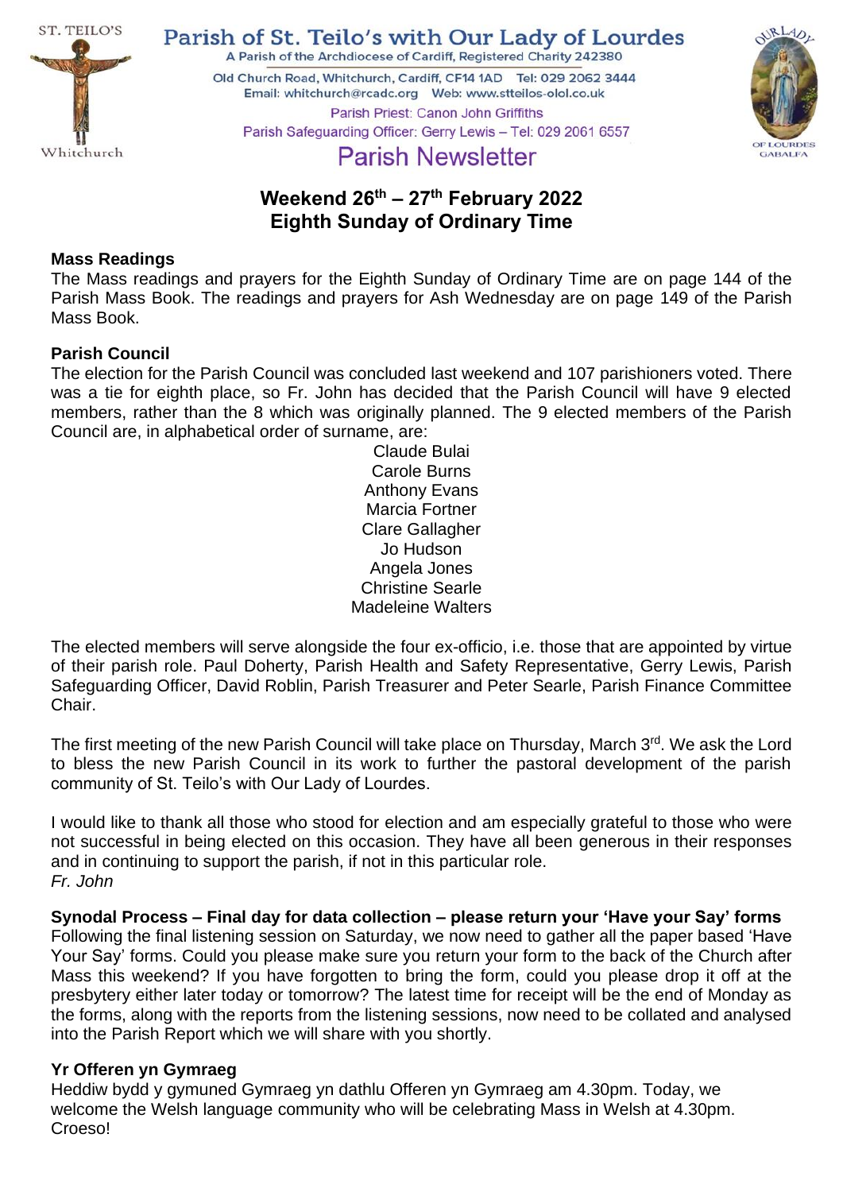ST. TEILO'S

Whitchurch

# Parish of St. Teilo's with Our Lady of Lourdes

A Parish of the Archdiocese of Cardiff, Registered Charity 242380

Old Church Road, Whitchurch, Cardiff, CF14 1AD Tel: 029 2062 3444

Email: whitchurch@rcadc.org Web: www.stteilos-olol.co.uk

Parish Priest: Canon John Griffiths

Parish Safeguarding Officer: Gerry Lewis – Tel: 029 2061 6557

OUR LADY OF LOURDES GABALFA

## Parish Newsletter

## Weekend 26th – 27th February 2022
## Eighth Sunday of Ordinary Time

**Mass Readings**

The Mass readings and prayers for the Eighth Sunday of Ordinary Time are on page 144 of the Parish Mass Book. The readings and prayers for Ash Wednesday are on page 149 of the Parish Mass Book.

**Parish Council**

The election for the Parish Council was concluded last weekend and 107 parishioners voted. There was a tie for eighth place, so Fr. John has decided that the Parish Council will have 9 elected members, rather than the 8 which was originally planned. The 9 elected members of the Parish Council are, in alphabetical order of surname, are:

Claude Bulai
Carole Burns
Anthony Evans
Marcia Fortner
Clare Gallagher
Jo Hudson
Angela Jones
Christine Searle
Madeleine Walters

The elected members will serve alongside the four ex-officio, i.e. those that are appointed by virtue of their parish role. Paul Doherty, Parish Health and Safety Representative, Gerry Lewis, Parish Safeguarding Officer, David Roblin, Parish Treasurer and Peter Searle, Parish Finance Committee Chair.

The first meeting of the new Parish Council will take place on Thursday, March 3rd. We ask the Lord to bless the new Parish Council in its work to further the pastoral development of the parish community of St. Teilo's with Our Lady of Lourdes.

I would like to thank all those who stood for election and am especially grateful to those who were not successful in being elected on this occasion. They have all been generous in their responses and in continuing to support the parish, if not in this particular role.
*Fr. John*

**Synodal Process – Final day for data collection – please return your 'Have your Say' forms**

Following the final listening session on Saturday, we now need to gather all the paper based 'Have Your Say' forms. Could you please make sure you return your form to the back of the Church after Mass this weekend? If you have forgotten to bring the form, could you please drop it off at the presbytery either later today or tomorrow? The latest time for receipt will be the end of Monday as the forms, along with the reports from the listening sessions, now need to be collated and analysed into the Parish Report which we will share with you shortly.

**Yr Offeren yn Gymraeg**

Heddiw bydd y gymuned Gymraeg yn dathlu Offeren yn Gymraeg am 4.30pm. Today, we welcome the Welsh language community who will be celebrating Mass in Welsh at 4.30pm. Croeso!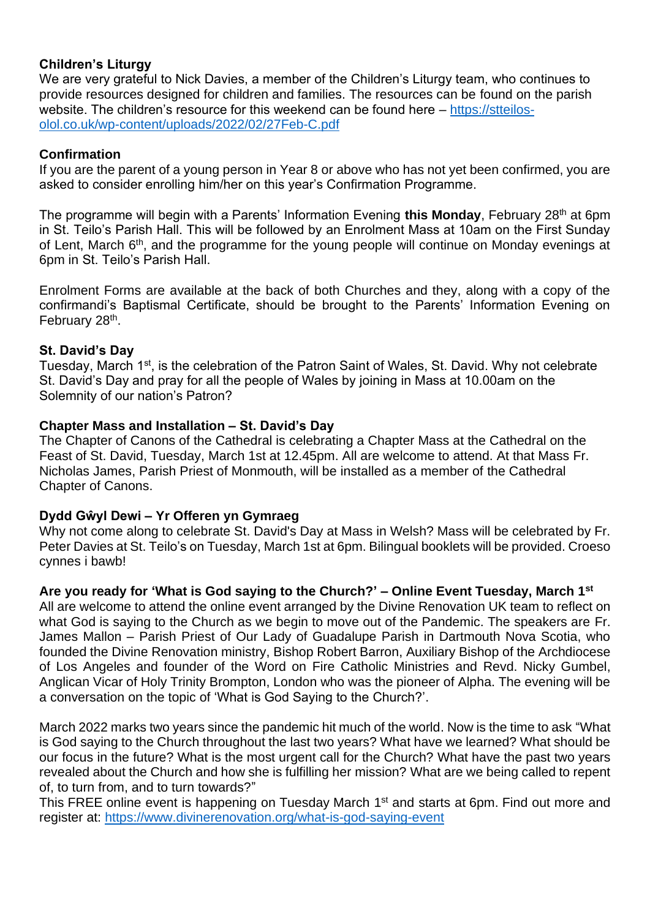**Children's Liturgy**

We are very grateful to Nick Davies, a member of the Children's Liturgy team, who continues to provide resources designed for children and families. The resources can be found on the parish website. The children's resource for this weekend can be found here – [https://stteilos-olol.co.uk/wp-content/uploads/2022/02/27Feb-C.pdf](https://stteilos-olol.co.uk/wp-content/uploads/2022/02/27Feb-C.pdf)

**Confirmation**

If you are the parent of a young person in Year 8 or above who has not yet been confirmed, you are asked to consider enrolling him/her on this year's Confirmation Programme.

The programme will begin with a Parents' Information Evening **this Monday**, February 28th at 6pm in St. Teilo's Parish Hall. This will be followed by an Enrolment Mass at 10am on the First Sunday of Lent, March 6th, and the programme for the young people will continue on Monday evenings at 6pm in St. Teilo's Parish Hall.

Enrolment Forms are available at the back of both Churches and they, along with a copy of the confirmandi's Baptismal Certificate, should be brought to the Parents' Information Evening on February 28th.

**St. David's Day**

Tuesday, March 1st, is the celebration of the Patron Saint of Wales, St. David. Why not celebrate St. David's Day and pray for all the people of Wales by joining in Mass at 10.00am on the Solemnity of our nation's Patron?

**Chapter Mass and Installation – St. David's Day**

The Chapter of Canons of the Cathedral is celebrating a Chapter Mass at the Cathedral on the Feast of St. David, Tuesday, March 1st at 12.45pm. All are welcome to attend. At that Mass Fr. Nicholas James, Parish Priest of Monmouth, will be installed as a member of the Cathedral Chapter of Canons.

**Dydd Gŵyl Dewi – Yr Offeren yn Gymraeg**

Why not come along to celebrate St. David's Day at Mass in Welsh? Mass will be celebrated by Fr. Peter Davies at St. Teilo's on Tuesday, March 1st at 6pm. Bilingual booklets will be provided. Croeso cynnes i bawb!

**Are you ready for 'What is God saying to the Church?' – Online Event Tuesday, March 1st**

All are welcome to attend the online event arranged by the Divine Renovation UK team to reflect on what God is saying to the Church as we begin to move out of the Pandemic. The speakers are Fr. James Mallon – Parish Priest of Our Lady of Guadalupe Parish in Dartmouth Nova Scotia, who founded the Divine Renovation ministry, Bishop Robert Barron, Auxiliary Bishop of the Archdiocese of Los Angeles and founder of the Word on Fire Catholic Ministries and Revd. Nicky Gumbel, Anglican Vicar of Holy Trinity Brompton, London who was the pioneer of Alpha. The evening will be a conversation on the topic of 'What is God Saying to the Church?'.

March 2022 marks two years since the pandemic hit much of the world. Now is the time to ask "What is God saying to the Church throughout the last two years? What have we learned? What should be our focus in the future? What is the most urgent call for the Church? What have the past two years revealed about the Church and how she is fulfilling her mission? What are we being called to repent of, to turn from, and to turn towards?"

This FREE online event is happening on Tuesday March 1st and starts at 6pm. Find out more and register at: [https://www.divinerenovation.org/what-is-god-saying-event](https://www.divinerenovation.org/what-is-god-saying-event)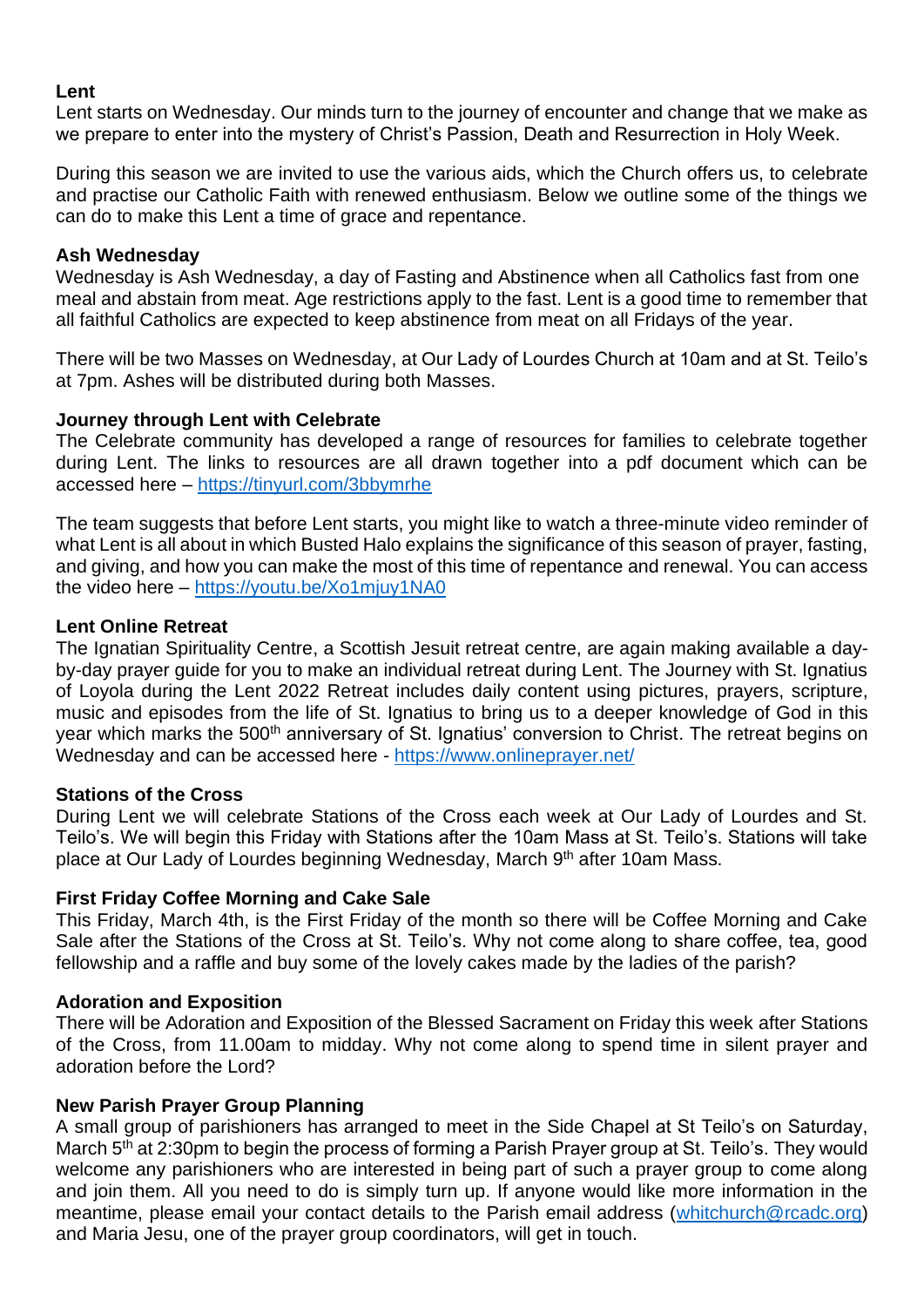**Lent**

Lent starts on Wednesday. Our minds turn to the journey of encounter and change that we make as we prepare to enter into the mystery of Christ's Passion, Death and Resurrection in Holy Week.

During this season we are invited to use the various aids, which the Church offers us, to celebrate and practise our Catholic Faith with renewed enthusiasm. Below we outline some of the things we can do to make this Lent a time of grace and repentance.

**Ash Wednesday**

Wednesday is Ash Wednesday, a day of Fasting and Abstinence when all Catholics fast from one meal and abstain from meat. Age restrictions apply to the fast. Lent is a good time to remember that all faithful Catholics are expected to keep abstinence from meat on all Fridays of the year.

There will be two Masses on Wednesday, at Our Lady of Lourdes Church at 10am and at St. Teilo's at 7pm. Ashes will be distributed during both Masses.

**Journey through Lent with Celebrate**

The Celebrate community has developed a range of resources for families to celebrate together during Lent. The links to resources are all drawn together into a pdf document which can be accessed here – https://tinyurl.com/3bbymrhe

The team suggests that before Lent starts, you might like to watch a three-minute video reminder of what Lent is all about in which Busted Halo explains the significance of this season of prayer, fasting, and giving, and how you can make the most of this time of repentance and renewal. You can access the video here – https://youtu.be/Xo1mjuy1NA0

**Lent Online Retreat**

The Ignatian Spirituality Centre, a Scottish Jesuit retreat centre, are again making available a day-by-day prayer guide for you to make an individual retreat during Lent. The Journey with St. Ignatius of Loyola during the Lent 2022 Retreat includes daily content using pictures, prayers, scripture, music and episodes from the life of St. Ignatius to bring us to a deeper knowledge of God in this year which marks the 500th anniversary of St. Ignatius' conversion to Christ. The retreat begins on Wednesday and can be accessed here - https://www.onlineprayer.net/

**Stations of the Cross**

During Lent we will celebrate Stations of the Cross each week at Our Lady of Lourdes and St. Teilo's. We will begin this Friday with Stations after the 10am Mass at St. Teilo's. Stations will take place at Our Lady of Lourdes beginning Wednesday, March 9th after 10am Mass.

**First Friday Coffee Morning and Cake Sale**

This Friday, March 4th, is the First Friday of the month so there will be Coffee Morning and Cake Sale after the Stations of the Cross at St. Teilo's. Why not come along to share coffee, tea, good fellowship and a raffle and buy some of the lovely cakes made by the ladies of the parish?

**Adoration and Exposition**

There will be Adoration and Exposition of the Blessed Sacrament on Friday this week after Stations of the Cross, from 11.00am to midday. Why not come along to spend time in silent prayer and adoration before the Lord?

**New Parish Prayer Group Planning**

A small group of parishioners has arranged to meet in the Side Chapel at St Teilo's on Saturday, March 5th at 2:30pm to begin the process of forming a Parish Prayer group at St. Teilo's. They would welcome any parishioners who are interested in being part of such a prayer group to come along and join them. All you need to do is simply turn up. If anyone would like more information in the meantime, please email your contact details to the Parish email address (whitchurch@rcadc.org) and Maria Jesu, one of the prayer group coordinators, will get in touch.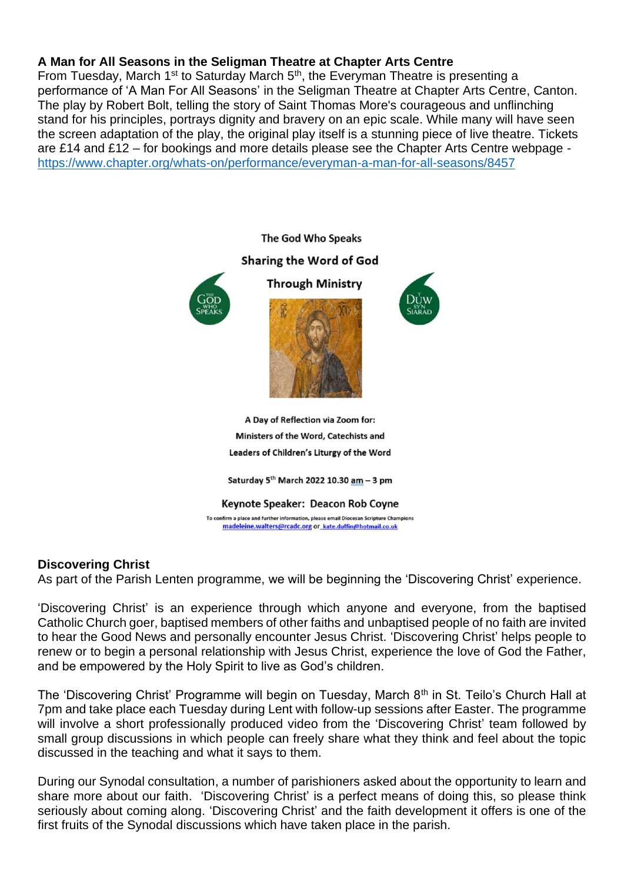**A Man for All Seasons in the Seligman Theatre at Chapter Arts Centre**

From Tuesday, March 1st to Saturday March 5th, the Everyman Theatre is presenting a performance of 'A Man For All Seasons' in the Seligman Theatre at Chapter Arts Centre, Canton. The play by Robert Bolt, telling the story of Saint Thomas More's courageous and unflinching stand for his principles, portrays dignity and bravery on an epic scale. While many will have seen the screen adaptation of the play, the original play itself is a stunning piece of live theatre. Tickets are £14 and £12 – for bookings and more details please see the Chapter Arts Centre webpage - https://www.chapter.org/whats-on/performance/everyman-a-man-for-all-seasons/8457

The God Who Speaks

**Sharing the Word of God**

**Through Ministry**

THE GOD WHO SPEAKS

Y DUW SYN SIARAD

A Day of Reflection via Zoom for:

Ministers of the Word, Catechists and

Leaders of Children's Liturgy of the Word

Saturday 5th March 2022 10.30 am – 3 pm

**Keynote Speaker: Deacon Rob Coyne**

To confirm a place and further information, please email Diocesan Scripture Champions madeleine.walters@rcadc.org or kate.duffin@hotmail.co.uk

**Discovering Christ**

As part of the Parish Lenten programme, we will be beginning the 'Discovering Christ' experience.

'Discovering Christ' is an experience through which anyone and everyone, from the baptised Catholic Church goer, baptised members of other faiths and unbaptised people of no faith are invited to hear the Good News and personally encounter Jesus Christ. 'Discovering Christ' helps people to renew or to begin a personal relationship with Jesus Christ, experience the love of God the Father, and be empowered by the Holy Spirit to live as God's children.

The 'Discovering Christ' Programme will begin on Tuesday, March 8th in St. Teilo's Church Hall at 7pm and take place each Tuesday during Lent with follow-up sessions after Easter. The programme will involve a short professionally produced video from the 'Discovering Christ' team followed by small group discussions in which people can freely share what they think and feel about the topic discussed in the teaching and what it says to them.

During our Synodal consultation, a number of parishioners asked about the opportunity to learn and share more about our faith. 'Discovering Christ' is a perfect means of doing this, so please think seriously about coming along. 'Discovering Christ' and the faith development it offers is one of the first fruits of the Synodal discussions which have taken place in the parish.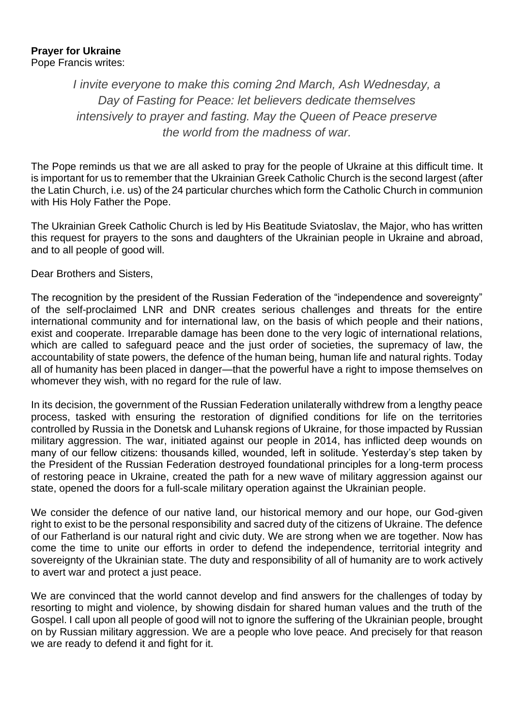**Prayer for Ukraine**
Pope Francis writes:

*I invite everyone to make this coming 2nd March, Ash Wednesday, a Day of Fasting for Peace: let believers dedicate themselves intensively to prayer and fasting. May the Queen of Peace preserve the world from the madness of war.*

The Pope reminds us that we are all asked to pray for the people of Ukraine at this difficult time. It is important for us to remember that the Ukrainian Greek Catholic Church is the second largest (after the Latin Church, i.e. us) of the 24 particular churches which form the Catholic Church in communion with His Holy Father the Pope.

The Ukrainian Greek Catholic Church is led by His Beatitude Sviatoslav, the Major, who has written this request for prayers to the sons and daughters of the Ukrainian people in Ukraine and abroad, and to all people of good will.

Dear Brothers and Sisters,

The recognition by the president of the Russian Federation of the "independence and sovereignty" of the self-proclaimed LNR and DNR creates serious challenges and threats for the entire international community and for international law, on the basis of which people and their nations, exist and cooperate. Irreparable damage has been done to the very logic of international relations, which are called to safeguard peace and the just order of societies, the supremacy of law, the accountability of state powers, the defence of the human being, human life and natural rights. Today all of humanity has been placed in danger—that the powerful have a right to impose themselves on whomever they wish, with no regard for the rule of law.

In its decision, the government of the Russian Federation unilaterally withdrew from a lengthy peace process, tasked with ensuring the restoration of dignified conditions for life on the territories controlled by Russia in the Donetsk and Luhansk regions of Ukraine, for those impacted by Russian military aggression. The war, initiated against our people in 2014, has inflicted deep wounds on many of our fellow citizens: thousands killed, wounded, left in solitude. Yesterday's step taken by the President of the Russian Federation destroyed foundational principles for a long-term process of restoring peace in Ukraine, created the path for a new wave of military aggression against our state, opened the doors for a full-scale military operation against the Ukrainian people.

We consider the defence of our native land, our historical memory and our hope, our God-given right to exist to be the personal responsibility and sacred duty of the citizens of Ukraine. The defence of our Fatherland is our natural right and civic duty. We are strong when we are together. Now has come the time to unite our efforts in order to defend the independence, territorial integrity and sovereignty of the Ukrainian state. The duty and responsibility of all of humanity are to work actively to avert war and protect a just peace.

We are convinced that the world cannot develop and find answers for the challenges of today by resorting to might and violence, by showing disdain for shared human values and the truth of the Gospel. I call upon all people of good will not to ignore the suffering of the Ukrainian people, brought on by Russian military aggression. We are a people who love peace. And precisely for that reason we are ready to defend it and fight for it.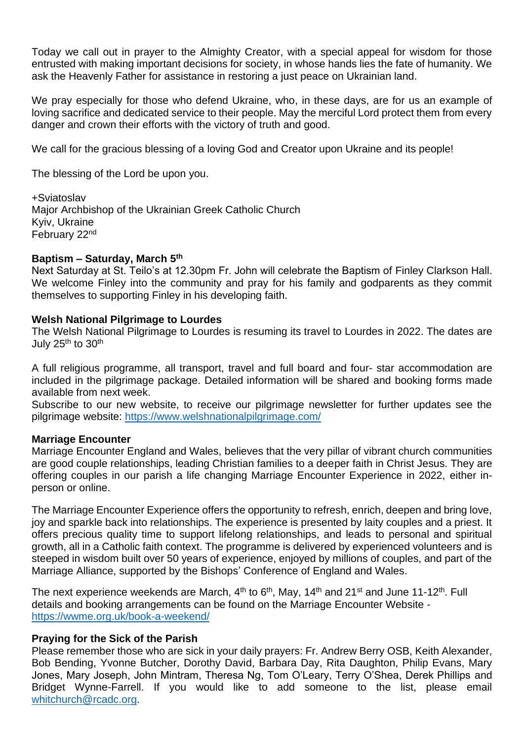Today we call out in prayer to the Almighty Creator, with a special appeal for wisdom for those entrusted with making important decisions for society, in whose hands lies the fate of humanity. We ask the Heavenly Father for assistance in restoring a just peace on Ukrainian land.

We pray especially for those who defend Ukraine, who, in these days, are for us an example of loving sacrifice and dedicated service to their people. May the merciful Lord protect them from every danger and crown their efforts with the victory of truth and good.

We call for the gracious blessing of a loving God and Creator upon Ukraine and its people!

The blessing of the Lord be upon you.

+Sviatoslav
Major Archbishop of the Ukrainian Greek Catholic Church
Kyiv, Ukraine
February 22nd

**Baptism – Saturday, March 5th**

Next Saturday at St. Teilo's at 12.30pm Fr. John will celebrate the Baptism of Finley Clarkson Hall. We welcome Finley into the community and pray for his family and godparents as they commit themselves to supporting Finley in his developing faith.

**Welsh National Pilgrimage to Lourdes**

The Welsh National Pilgrimage to Lourdes is resuming its travel to Lourdes in 2022. The dates are July 25th to 30th

A full religious programme, all transport, travel and full board and four- star accommodation are included in the pilgrimage package. Detailed information will be shared and booking forms made available from next week.
Subscribe to our new website, to receive our pilgrimage newsletter for further updates see the pilgrimage website: https://www.welshnationalpilgrimage.com/

**Marriage Encounter**

Marriage Encounter England and Wales, believes that the very pillar of vibrant church communities are good couple relationships, leading Christian families to a deeper faith in Christ Jesus. They are offering couples in our parish a life changing Marriage Encounter Experience in 2022, either in-person or online.

The Marriage Encounter Experience offers the opportunity to refresh, enrich, deepen and bring love, joy and sparkle back into relationships. The experience is presented by laity couples and a priest. It offers precious quality time to support lifelong relationships, and leads to personal and spiritual growth, all in a Catholic faith context. The programme is delivered by experienced volunteers and is steeped in wisdom built over 50 years of experience, enjoyed by millions of couples, and part of the Marriage Alliance, supported by the Bishops' Conference of England and Wales.

The next experience weekends are March, 4th to 6th, May, 14th and 21st and June 11-12th. Full details and booking arrangements can be found on the Marriage Encounter Website - https://wwme.org.uk/book-a-weekend/

**Praying for the Sick of the Parish**

Please remember those who are sick in your daily prayers: Fr. Andrew Berry OSB, Keith Alexander, Bob Bending, Yvonne Butcher, Dorothy David, Barbara Day, Rita Daughton, Philip Evans, Mary Jones, Mary Joseph, John Mintram, Theresa Ng, Tom O'Leary, Terry O'Shea, Derek Phillips and Bridget Wynne-Farrell. If you would like to add someone to the list, please email whitchurch@rcadc.org.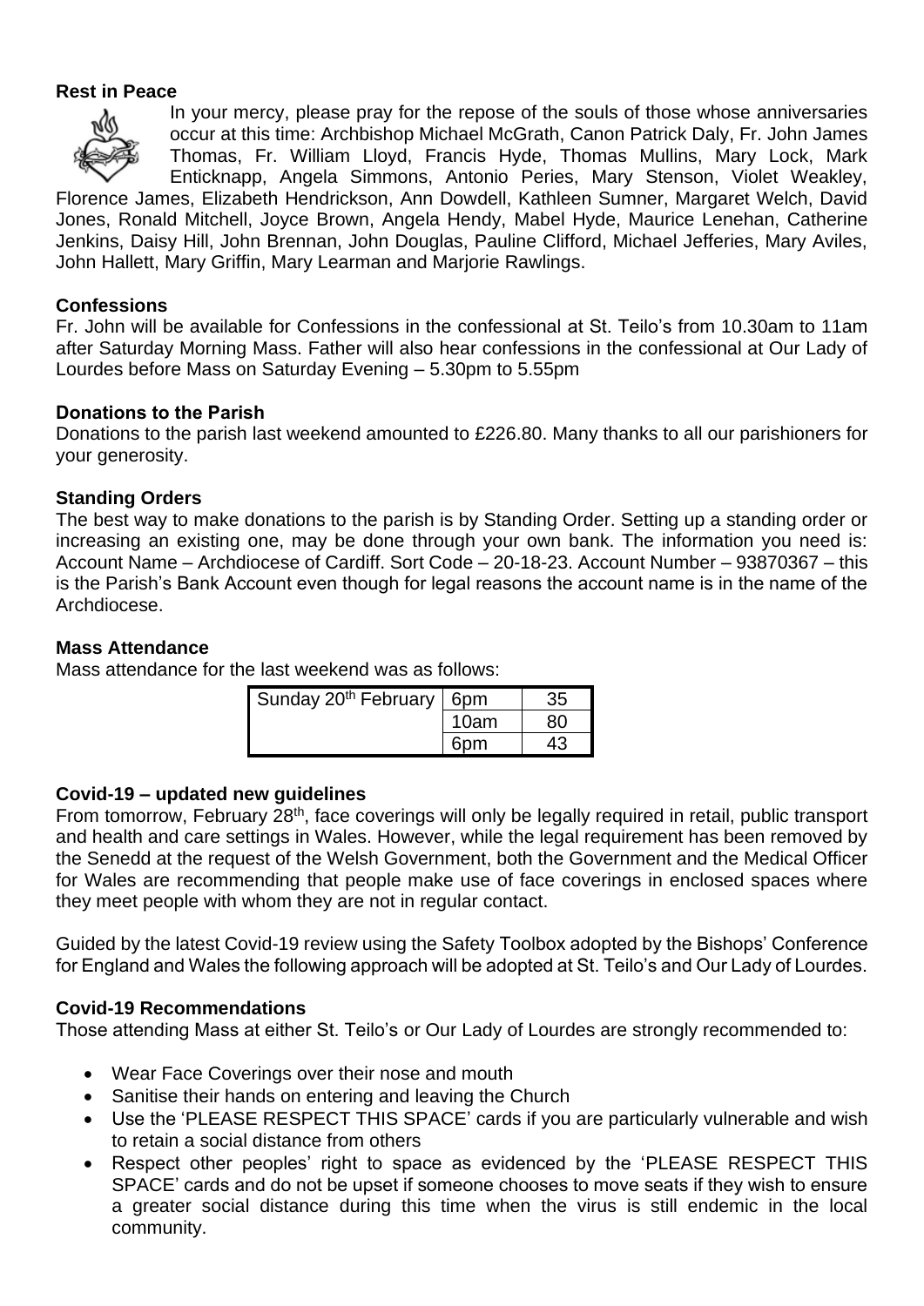**Rest in Peace**

In your mercy, please pray for the repose of the souls of those whose anniversaries occur at this time: Archbishop Michael McGrath, Canon Patrick Daly, Fr. John James Thomas, Fr. William Lloyd, Francis Hyde, Thomas Mullins, Mary Lock, Mark Enticknapp, Angela Simmons, Antonio Peries, Mary Stenson, Violet Weakley, Florence James, Elizabeth Hendrickson, Ann Dowdell, Kathleen Sumner, Margaret Welch, David Jones, Ronald Mitchell, Joyce Brown, Angela Hendy, Mabel Hyde, Maurice Lenehan, Catherine Jenkins, Daisy Hill, John Brennan, John Douglas, Pauline Clifford, Michael Jefferies, Mary Aviles, John Hallett, Mary Griffin, Mary Learman and Marjorie Rawlings.

**Confessions**

Fr. John will be available for Confessions in the confessional at St. Teilo's from 10.30am to 11am after Saturday Morning Mass. Father will also hear confessions in the confessional at Our Lady of Lourdes before Mass on Saturday Evening – 5.30pm to 5.55pm

**Donations to the Parish**

Donations to the parish last weekend amounted to £226.80. Many thanks to all our parishioners for your generosity.

**Standing Orders**

The best way to make donations to the parish is by Standing Order. Setting up a standing order or increasing an existing one, may be done through your own bank. The information you need is: Account Name – Archdiocese of Cardiff. Sort Code – 20-18-23. Account Number – 93870367 – this is the Parish's Bank Account even though for legal reasons the account name is in the name of the Archdiocese.

**Mass Attendance**

Mass attendance for the last weekend was as follows:

| Sunday 20th February | 6pm | 35 |
|---|---|---|
| | 10am | 80 |
| | 6pm | 43 |

**Covid-19 – updated new guidelines**

From tomorrow, February 28th, face coverings will only be legally required in retail, public transport and health and care settings in Wales. However, while the legal requirement has been removed by the Senedd at the request of the Welsh Government, both the Government and the Medical Officer for Wales are recommending that people make use of face coverings in enclosed spaces where they meet people with whom they are not in regular contact.

Guided by the latest Covid-19 review using the Safety Toolbox adopted by the Bishops' Conference for England and Wales the following approach will be adopted at St. Teilo's and Our Lady of Lourdes.

**Covid-19 Recommendations**

Those attending Mass at either St. Teilo's or Our Lady of Lourdes are strongly recommended to:

- Wear Face Coverings over their nose and mouth
- Sanitise their hands on entering and leaving the Church
- Use the 'PLEASE RESPECT THIS SPACE' cards if you are particularly vulnerable and wish to retain a social distance from others
- Respect other peoples' right to space as evidenced by the 'PLEASE RESPECT THIS SPACE' cards and do not be upset if someone chooses to move seats if they wish to ensure a greater social distance during this time when the virus is still endemic in the local community.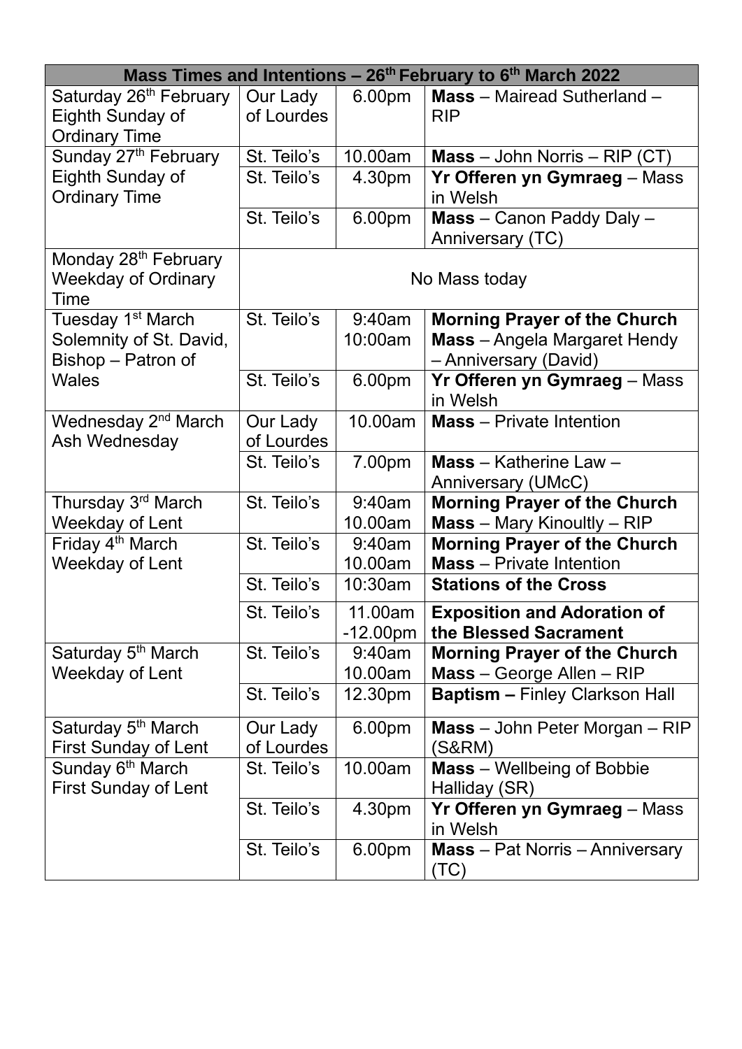| Mass Times and Intentions – 26th February to 6th March 2022 | | | |
|---|---|---|---|
| Saturday 26th February<br>Eighth Sunday of Ordinary Time | Our Lady of Lourdes | 6.00pm | **Mass** – Mairead Sutherland – RIP |
| Sunday 27th February<br>Eighth Sunday of Ordinary Time | St. Teilo's | 10.00am | **Mass** – John Norris – RIP (CT) |
| | St. Teilo's | 4.30pm | **Yr Offeren yn Gymraeg** – Mass in Welsh |
| | St. Teilo's | 6.00pm | **Mass** – Canon Paddy Daly – Anniversary (TC) |
| Monday 28th February<br>Weekday of Ordinary Time | No Mass today | | |
| Tuesday 1st March<br>Solemnity of St. David, Bishop – Patron of Wales | St. Teilo's | 9:40am<br>10:00am | **Morning Prayer of the Church**<br>**Mass** – Angela Margaret Hendy – Anniversary (David) |
| | St. Teilo's | 6.00pm | **Yr Offeren yn Gymraeg** – Mass in Welsh |
| Wednesday 2nd March<br>Ash Wednesday | Our Lady of Lourdes | 10.00am | **Mass** – Private Intention |
| | St. Teilo's | 7.00pm | **Mass** – Katherine Law – Anniversary (UMcC) |
| Thursday 3rd March<br>Weekday of Lent | St. Teilo's | 9:40am<br>10.00am | **Morning Prayer of the Church**<br>**Mass** – Mary Kinoultly – RIP |
| Friday 4th March<br>Weekday of Lent | St. Teilo's | 9:40am<br>10.00am | **Morning Prayer of the Church**<br>**Mass** – Private Intention |
| | St. Teilo's | 10:30am | **Stations of the Cross** |
| | St. Teilo's | 11.00am -12.00pm | **Exposition and Adoration of the Blessed Sacrament** |
| Saturday 5th March<br>Weekday of Lent | St. Teilo's | 9:40am<br>10.00am | **Morning Prayer of the Church**<br>**Mass** – George Allen – RIP |
| | St. Teilo's | 12.30pm | **Baptism –** Finley Clarkson Hall |
| Saturday 5th March<br>First Sunday of Lent | Our Lady of Lourdes | 6.00pm | **Mass** – John Peter Morgan – RIP (S&RM) |
| Sunday 6th March<br>First Sunday of Lent | St. Teilo's | 10.00am | **Mass** – Wellbeing of Bobbie Halliday (SR) |
| | St. Teilo's | 4.30pm | **Yr Offeren yn Gymraeg** – Mass in Welsh |
| | St. Teilo's | 6.00pm | **Mass** – Pat Norris – Anniversary (TC) |